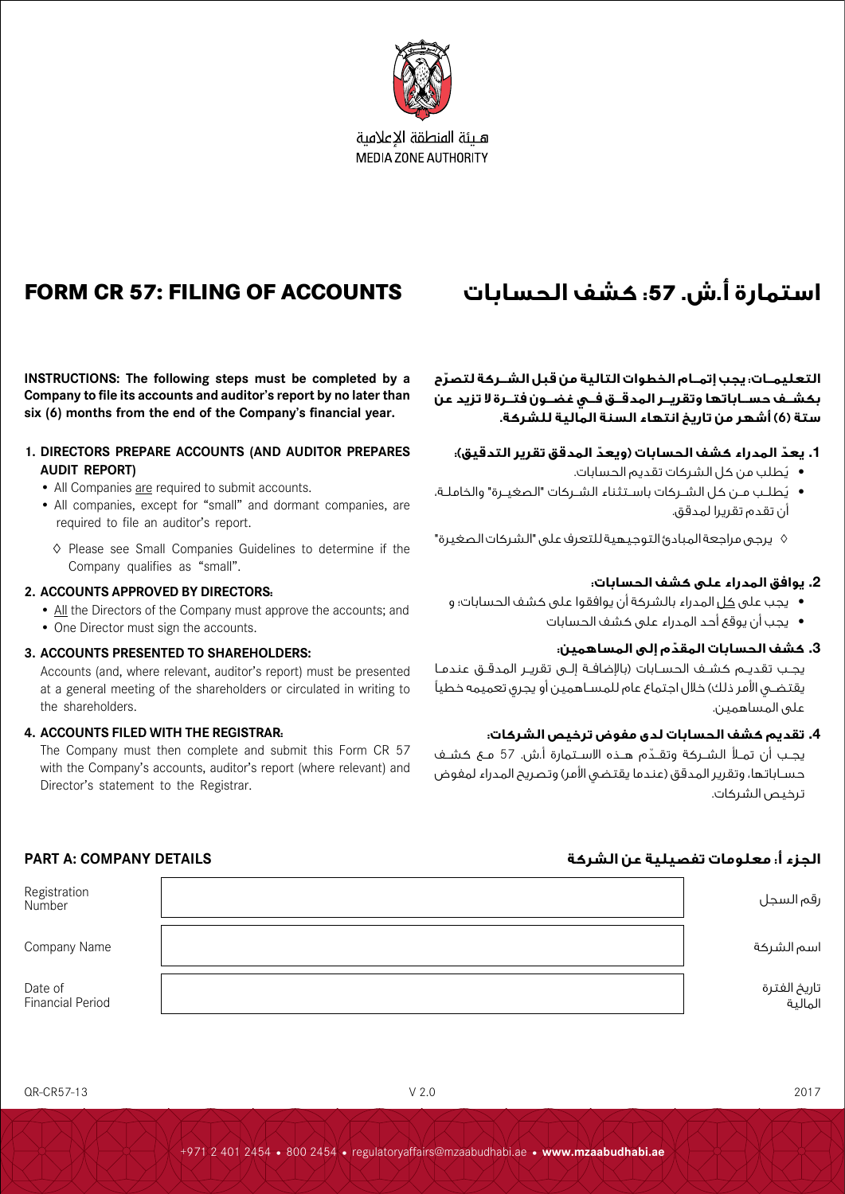هـيئة المنطقة الإعلامية
MEDIA ZONE AUTHORITY

# FORM CR 57: FILING OF ACCOUNTS

# استمارة أ.ش. 57: كشف الحسابات

**INSTRUCTIONS: The following steps must be completed by a Company to file its accounts and auditor's report by no later than six (6) months from the end of the Company's financial year.**

1. **DIRECTORS PREPARE ACCOUNTS (AND AUDITOR PREPARES AUDIT REPORT)**
   - All Companies are required to submit accounts.
   - All companies, except for "small" and dormant companies, are required to file an auditor's report.
     - ◊ Please see Small Companies Guidelines to determine if the Company qualifies as "small".

2. **ACCOUNTS APPROVED BY DIRECTORS:**
   - All the Directors of the Company must approve the accounts; and
   - One Director must sign the accounts.

3. **ACCOUNTS PRESENTED TO SHAREHOLDERS:**

   Accounts (and, where relevant, auditor's report) must be presented at a general meeting of the shareholders or circulated in writing to the shareholders.

4. **ACCOUNTS FILED WITH THE REGISTRAR:**

   The Company must then complete and submit this Form CR 57 with the Company's accounts, auditor's report (where relevant) and Director's statement to the Registrar.

**التعليمـات: يجب إتمـام الخطوات التالية من قبل الشـركة لتصرّح بكشـف حسـاباتها وتقريـر المدقـق فـي غضـون فتـرة لا تزيد عن ستة (6) أشهر من تاريخ انتهاء السنة المالية للشركة.**

1. **يعدّ المدراء كشف الحسابات (ويعدّ المدقق تقرير التدقيق):**
   - يُطلب من كل الشركات تقديم الحسابات.
   - يُطلـب مـن كل الشـركات باسـتثناء الشـركات "الصغيـرة" والخاملـة، أن تقدم تقريرا لمدقق.
     - ◊ يرجى مراجعة المبادئ التوجيهية للتعرف على "الشركات الصغيرة"

2. **يوافق المدراء على كشف الحسابات:**
   - يجب على كل المدراء بالشركة أن يوافقوا على كشف الحسابات؛ و
   - يجب أن يوقع أحد المدراء على كشف الحسابات

3. **كشف الحسابات المقدّم إلى المساهمين:**

   يجـب تقديـم كشـف الحسـابات (بالإضافـة إلـى تقريـر المدقـق عندمـا يقتضـي الأمر ذلك) خلال اجتماع عام للمسـاهمين أو يجري تعميمه خطياً على المساهمين.

4. **تقديم كشف الحسابات لدى مفوض ترخيص الشركات:**

   يجـب أن تمـلأ الشـركة وتقـدّم هـذه الاسـتمارة أ.ش. 57 مـع كشـف حسـاباتها، وتقرير المدقق (عندما يقتضي الأمر) وتصريح المدراء لمفوض ترخيص الشركات.

## PART A: COMPANY DETAILS — الجزء أ: معلومات تفصيلية عن الشركة

| | | |
|---|---|---|
| Registration Number | | رقم السجل |
| Company Name | | اسم الشركة |
| Date of Financial Period | | تاريخ الفترة المالية |

QR-CR57-13 V 2.0 2017

+971 2 401 2454 • 800 2454 • regulatoryaffairs@mzaabudhabi.ae • **www.mzaabudhabi.ae**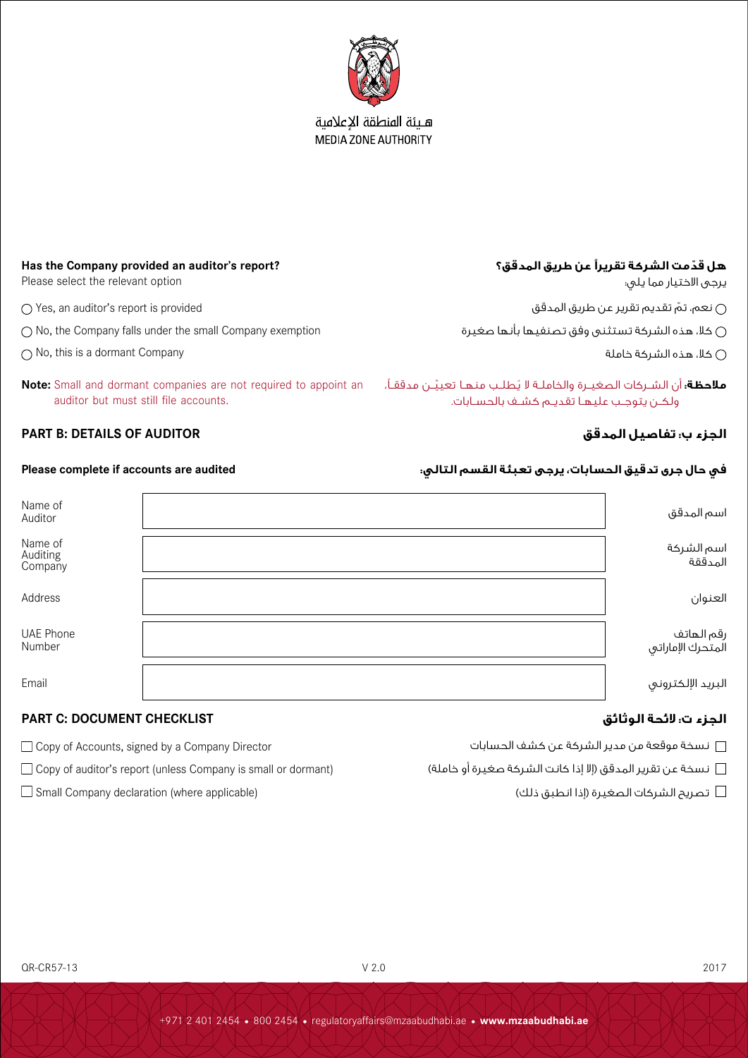هـيئة المنطقة الإعلامية
MEDIA ZONE AUTHORITY

**Has the Company provided an auditor's report?**
Please select the relevant option

**هل قدّمت الشركة تقريراً عن طريق المدقق؟**
يرجى الاختيار مما يلي:

- ◯ Yes, an auditor's report is provided — ◯ نعم، تمّ تقديم تقرير عن طريق المدقق
- ◯ No, the Company falls under the small Company exemption — ◯ كلا، هذه الشركة تستثنى وفق تصنفيها بأنها صغيرة
- ◯ No, this is a dormant Company — ◯ كلا، هذه الشركة خاملة

**Note:** Small and dormant companies are not required to appoint an auditor but must still file accounts.

**ملاحظة:** أن الشركات الصغيرة والخاملة لا يُطلب منها تعييّن مدققاً، ولكن يتوجب عليها تقديم كشف بالحسابات.

## PART B: DETAILS OF AUDITOR — الجزء ب: تفاصيل المدقق

**Please complete if accounts are audited** — **في حال جرى تدقيق الحسابات، يرجى تعبئة القسم التالي:**

| | | |
|---|---|---|
| Name of Auditor | | اسم المدقق |
| Name of Auditing Company | | اسم الشركة المدققة |
| Address | | العنوان |
| UAE Phone Number | | رقم الهاتف المتحرك الإماراتي |
| Email | | البريد الإلكتروني |

## PART C: DOCUMENT CHECKLIST — الجزء ت: لائحة الوثائق

- ☐ Copy of Accounts, signed by a Company Director — ☐ نسخة موقعة من مدير الشركة عن كشف الحسابات
- ☐ Copy of auditor's report (unless Company is small or dormant) — ☐ نسخة عن تقرير المدقق (إلا إذا كانت الشركة صغيرة أو خاملة)
- ☐ Small Company declaration (where applicable) — ☐ تصريح الشركات الصغيرة (إذا انطبق ذلك)

QR-CR57-13 V 2.0 2017

+971 2 401 2454 • 800 2454 • regulatoryaffairs@mzaabudhabi.ae • **www.mzaabudhabi.ae**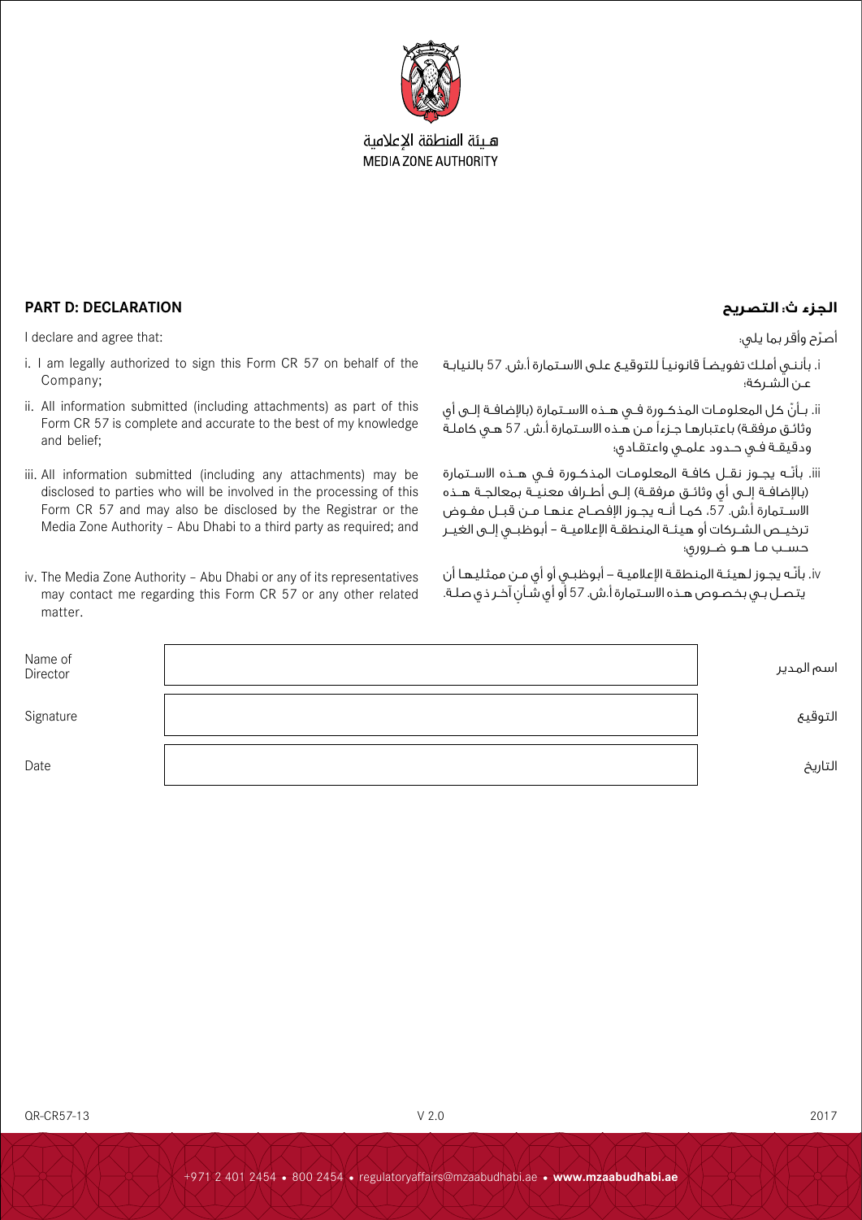هـيئة المنطقة الإعلامية
MEDIA ZONE AUTHORITY

## PART D: DECLARATION

I declare and agree that:

i. I am legally authorized to sign this Form CR 57 on behalf of the Company;

ii. All information submitted (including attachments) as part of this Form CR 57 is complete and accurate to the best of my knowledge and belief;

iii. All information submitted (including any attachments) may be disclosed to parties who will be involved in the processing of this Form CR 57 and may also be disclosed by the Registrar or the Media Zone Authority – Abu Dhabi to a third party as required; and

iv. The Media Zone Authority – Abu Dhabi or any of its representatives may contact me regarding this Form CR 57 or any other related matter.

## الجزء ث: التصريح

أصرّح وأقر بما يلي:

i. بأنني أملك تفويضاً قانونياً للتوقيع على الاستمارة أ.ش. 57 بالنيابة عن الشركة؛

ii. بأنّ كل المعلومات المذكورة في هذه الاستمارة (بالإضافة إلى أي وثائق مرفقة) باعتبارها جزءاً من هذه الاستمارة أ.ش. 57 هي كاملة ودقيقة في حدود علمي واعتقادي؛

iii. بأنّه يجوز نقل كافة المعلومات المذكورة في هذه الاستمارة (بالإضافة إلى أي وثائق مرفقة) إلى أطراف معنية بمعالجة هذه الاستمارة أ.ش. 57، كما أنه يجوز الإفصاح عنها من قبل مفوض ترخيص الشركات أو هيئة المنطقة الإعلامية – أبوظبي إلى الغير حسب ما هو ضروري؛

iv. بأنّه يجوز لهيئة المنطقة الإعلامية – أبوظبي أو أي من ممثليها أن يتصل بي بخصوص هذه الاستمارة أ.ش. 57 أو أي شأنٍ آخر ذي صلة.

| | | |
|---|---|---|
| Name of Director | | اسم المدير |
| Signature | | التوقيع |
| Date | | التاريخ |

QR-CR57-13 V 2.0 2017

+971 2 401 2454 • 800 2454 • regulatoryaffairs@mzaabudhabi.ae • **www.mzaabudhabi.ae**